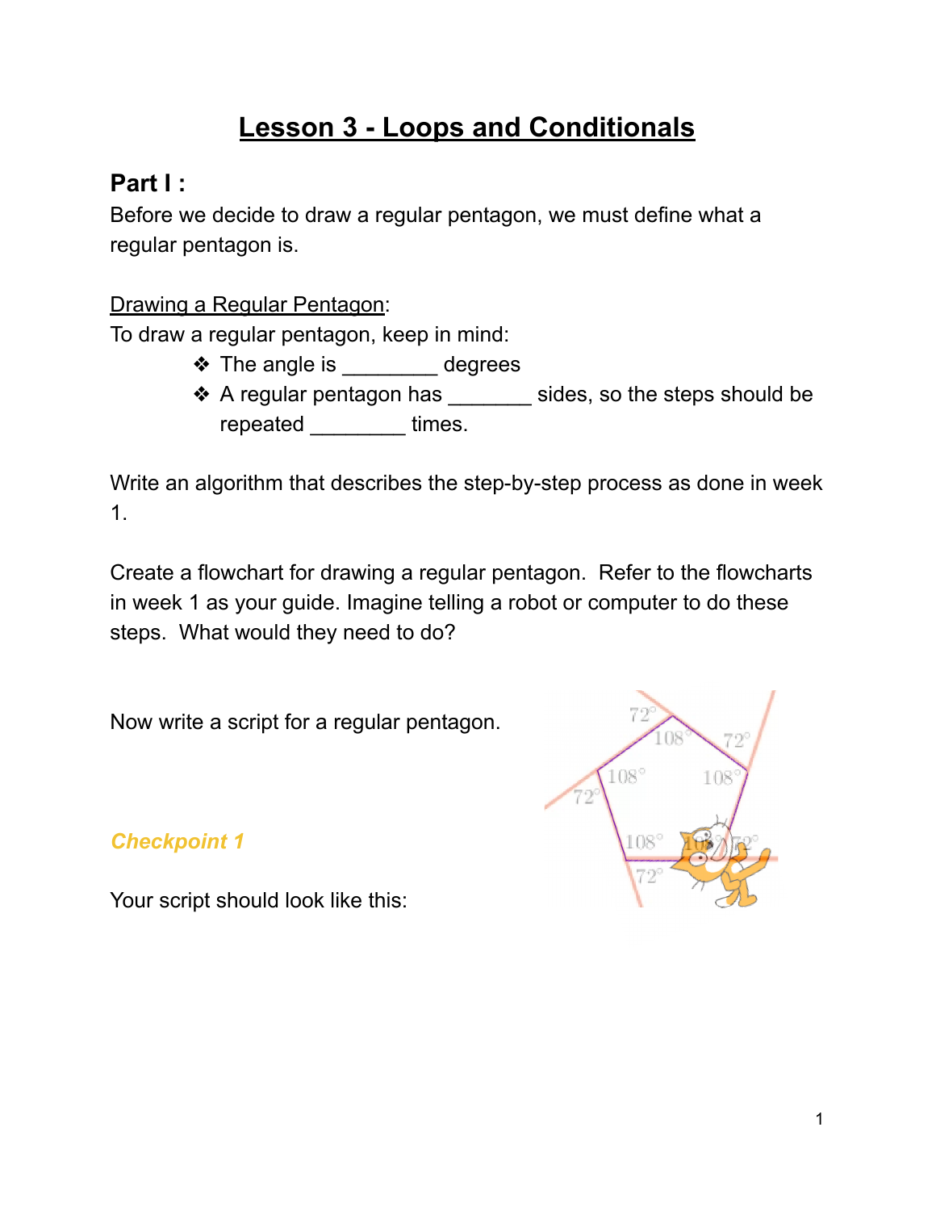# Lesson 3 - Loops and Conditionals

## Part I :

Before we decide to draw a regular pentagon, we must define what a regular pentagon is.

Drawing a Regular Pentagon:

To draw a regular pentagon, keep in mind:

- The angle is ________ degrees
- A regular pentagon has _______ sides, so the steps should be repeated ________ times.

Write an algorithm that describes the step-by-step process as done in week 1.

Create a flowchart for drawing a regular pentagon. Refer to the flowcharts in week 1 as your guide. Imagine telling a robot or computer to do these steps. What would they need to do?

Now write a script for a regular pentagon.

***Checkpoint 1***

Your script should look like this: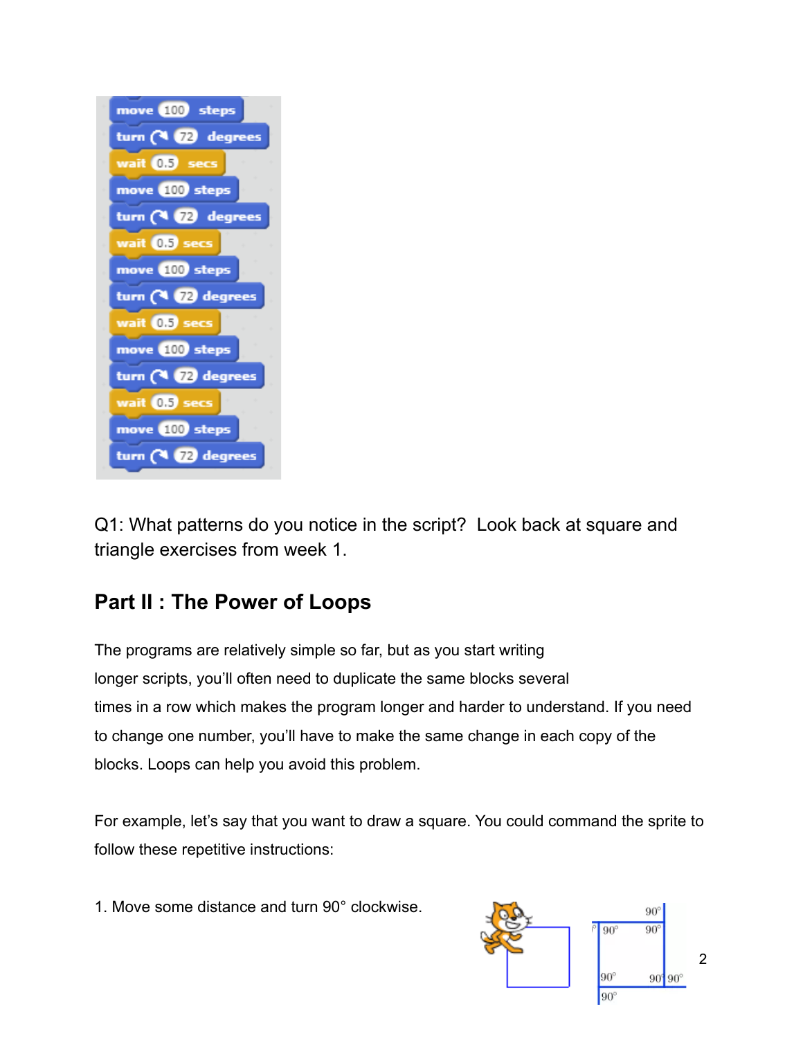```
move 100 steps
turn ↻ 72 degrees
wait 0.5 secs
move 100 steps
turn ↻ 72 degrees
wait 0.5 secs
move 100 steps
turn ↻ 72 degrees
wait 0.5 secs
move 100 steps
turn ↻ 72 degrees
wait 0.5 secs
move 100 steps
turn ↻ 72 degrees
```

Q1: What patterns do you notice in the script? Look back at square and triangle exercises from week 1.

## Part II : The Power of Loops

The programs are relatively simple so far, but as you start writing longer scripts, you'll often need to duplicate the same blocks several times in a row which makes the program longer and harder to understand. If you need to change one number, you'll have to make the same change in each copy of the blocks. Loops can help you avoid this problem.

For example, let's say that you want to draw a square. You could command the sprite to follow these repetitive instructions:

1. Move some distance and turn 90° clockwise.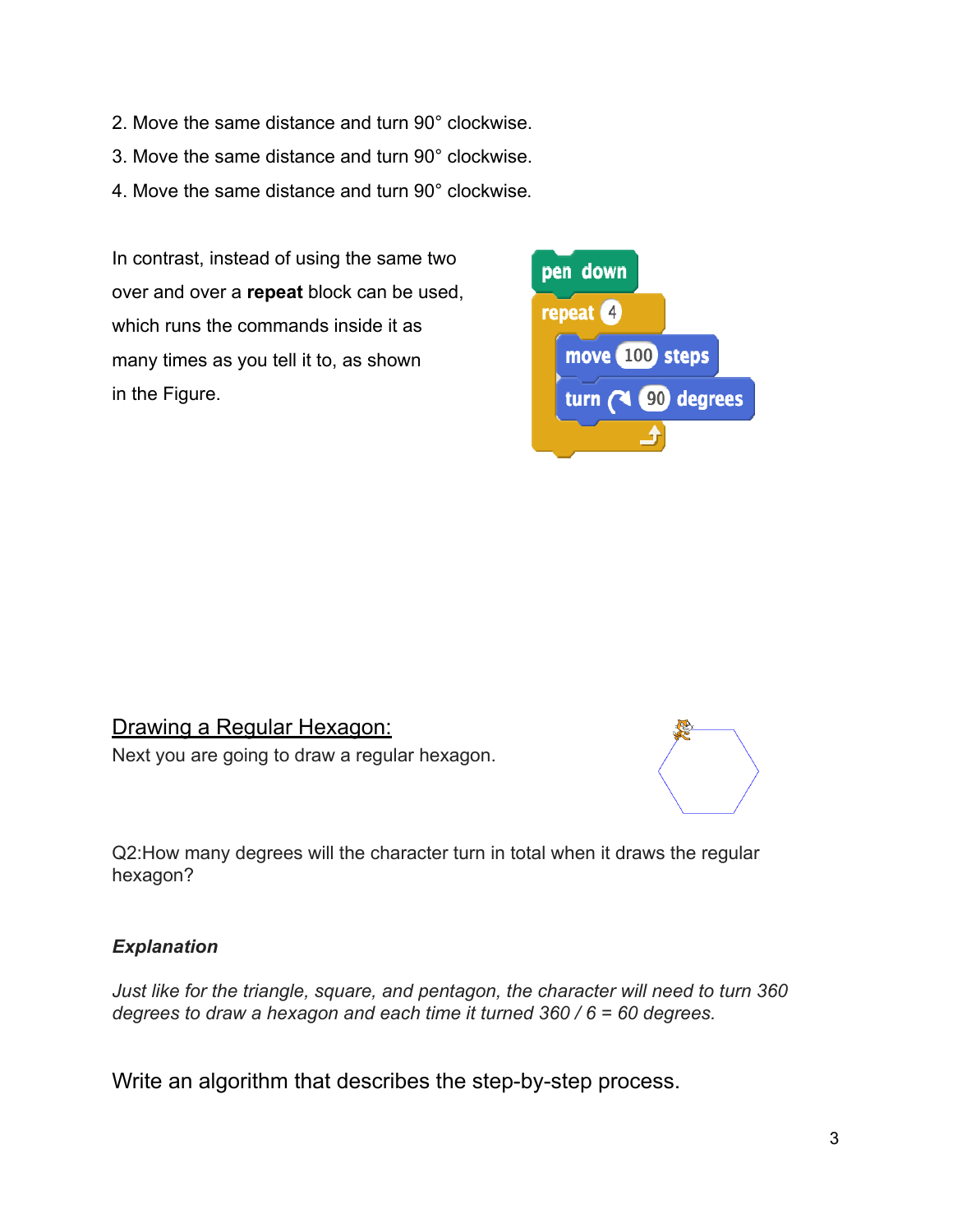2. Move the same distance and turn 90° clockwise.
3. Move the same distance and turn 90° clockwise.
4. Move the same distance and turn 90° clockwise.

In contrast, instead of using the same two over and over a **repeat** block can be used, which runs the commands inside it as many times as you tell it to, as shown in the Figure.

```
pen down
repeat 4
    move 100 steps
    turn ↻ 90 degrees
```

## Drawing a Regular Hexagon:

Next you are going to draw a regular hexagon.

Q2:How many degrees will the character turn in total when it draws the regular hexagon?

***Explanation***

*Just like for the triangle, square, and pentagon, the character will need to turn 360 degrees to draw a hexagon and each time it turned 360 / 6 = 60 degrees.*

Write an algorithm that describes the step-by-step process.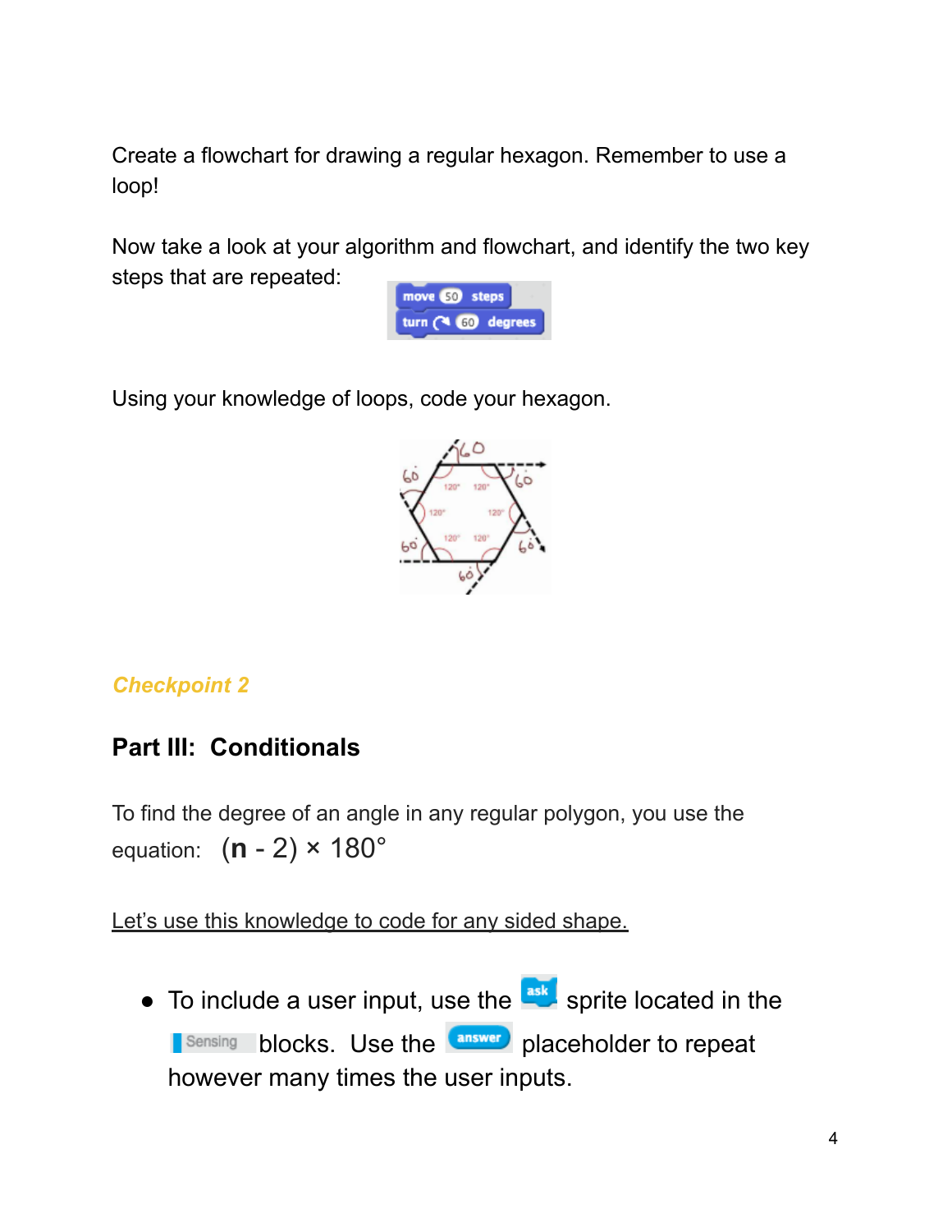Create a flowchart for drawing a regular hexagon. Remember to use a loop!

Now take a look at your algorithm and flowchart, and identify the two key steps that are repeated:

Using your knowledge of loops, code your hexagon.

*Checkpoint 2*

## Part III: Conditionals

To find the degree of an angle in any regular polygon, you use the equation: $(\mathbf{n} - 2) \times 180°$

<u>Let's use this knowledge to code for any sided shape.</u>

- To include a user input, use the ask sprite located in the Sensing blocks. Use the answer placeholder to repeat however many times the user inputs.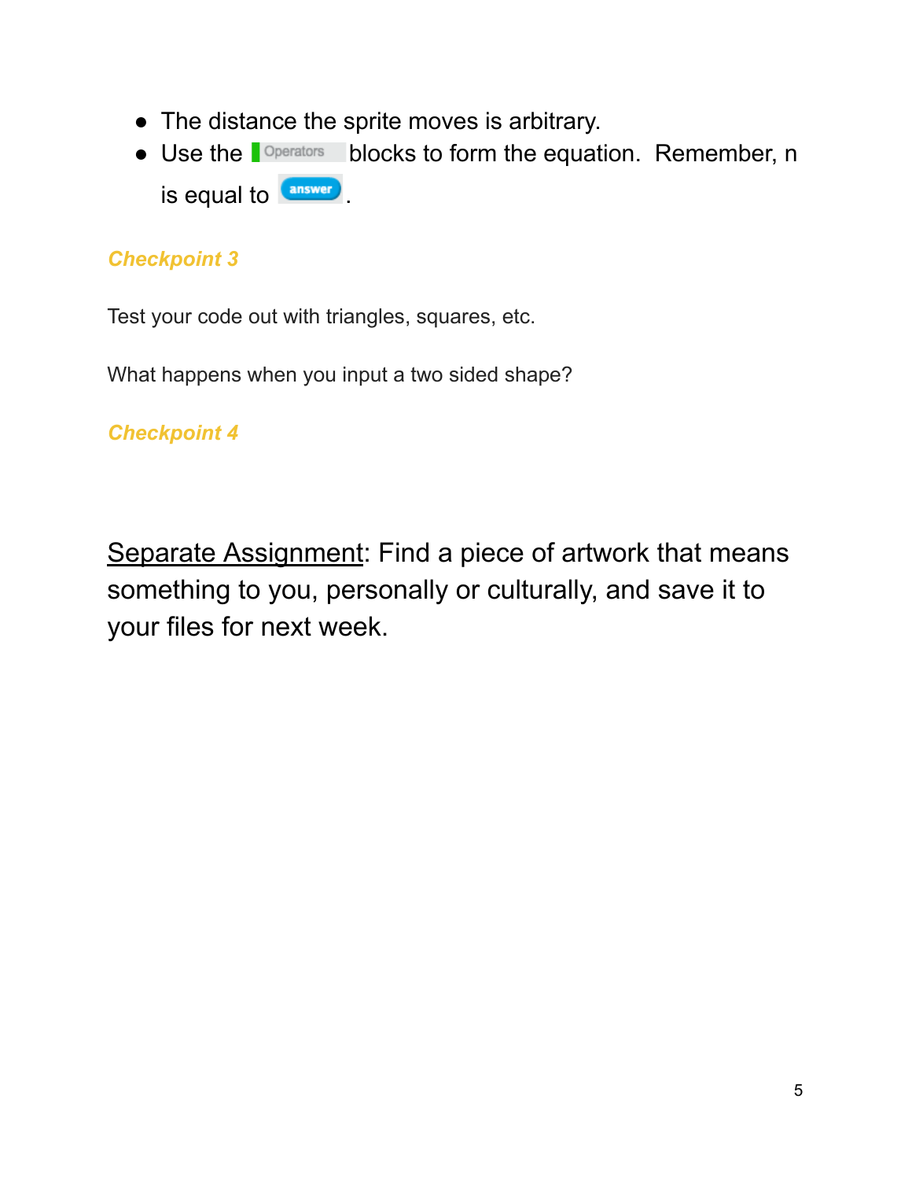- The distance the sprite moves is arbitrary.
- Use the Operators blocks to form the equation. Remember, n is equal to answer.

***Checkpoint 3***

Test your code out with triangles, squares, etc.

What happens when you input a two sided shape?

***Checkpoint 4***

Separate Assignment: Find a piece of artwork that means something to you, personally or culturally, and save it to your files for next week.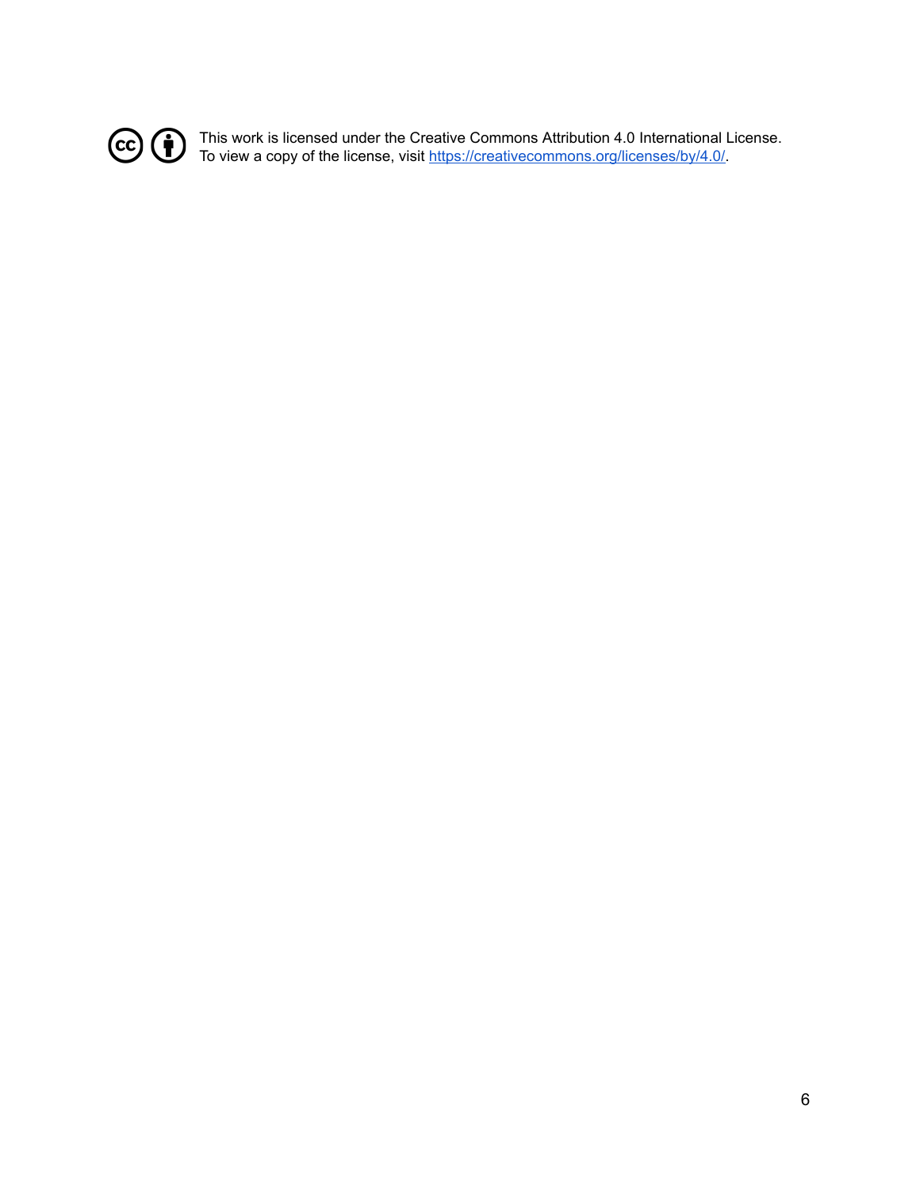This work is licensed under the Creative Commons Attribution 4.0 International License.
To view a copy of the license, visit https://creativecommons.org/licenses/by/4.0/.